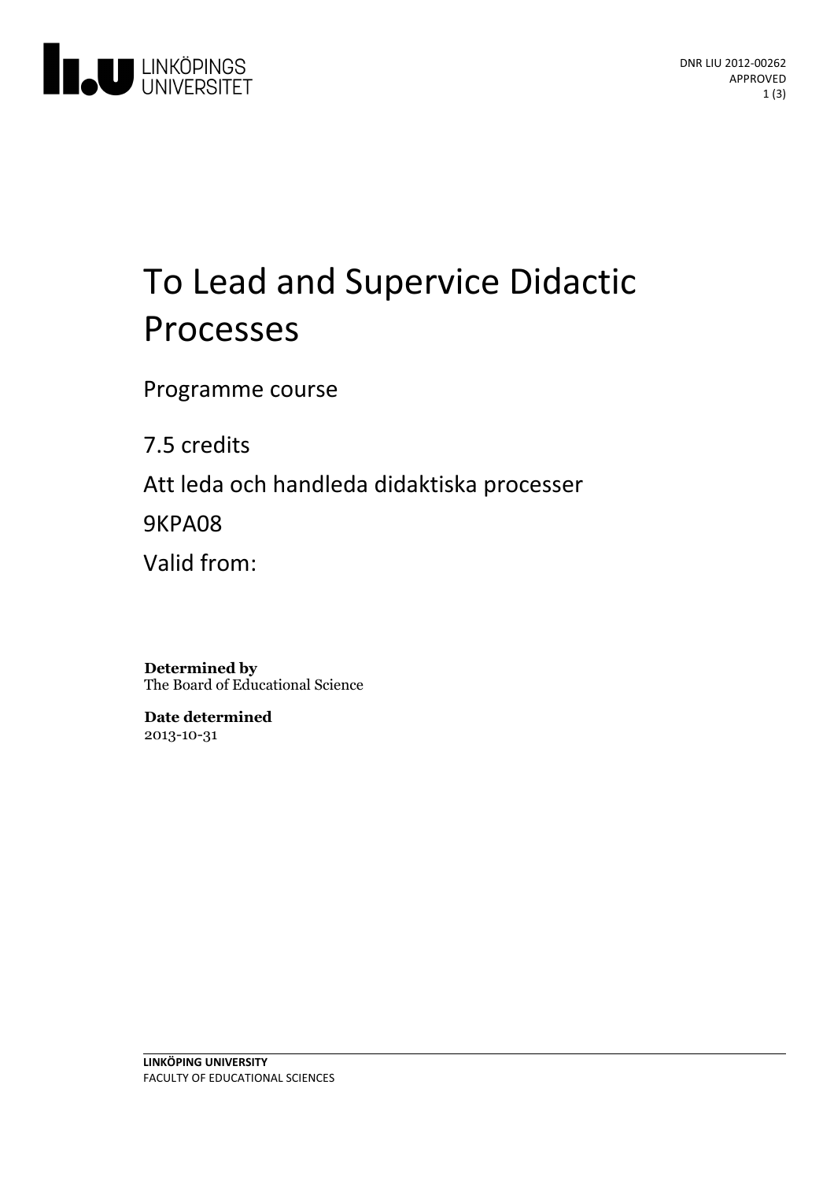DNR LIU 2012-00262
APPROVED

# To Lead and Supervice Didactic Processes

Programme course

7.5 credits

Att leda och handleda didaktiska processer

9KPA08

Valid from:

**Determined by**
The Board of Educational Science

**Date determined**
2013-10-31

**LINKÖPING UNIVERSITY**
FACULTY OF EDUCATIONAL SCIENCES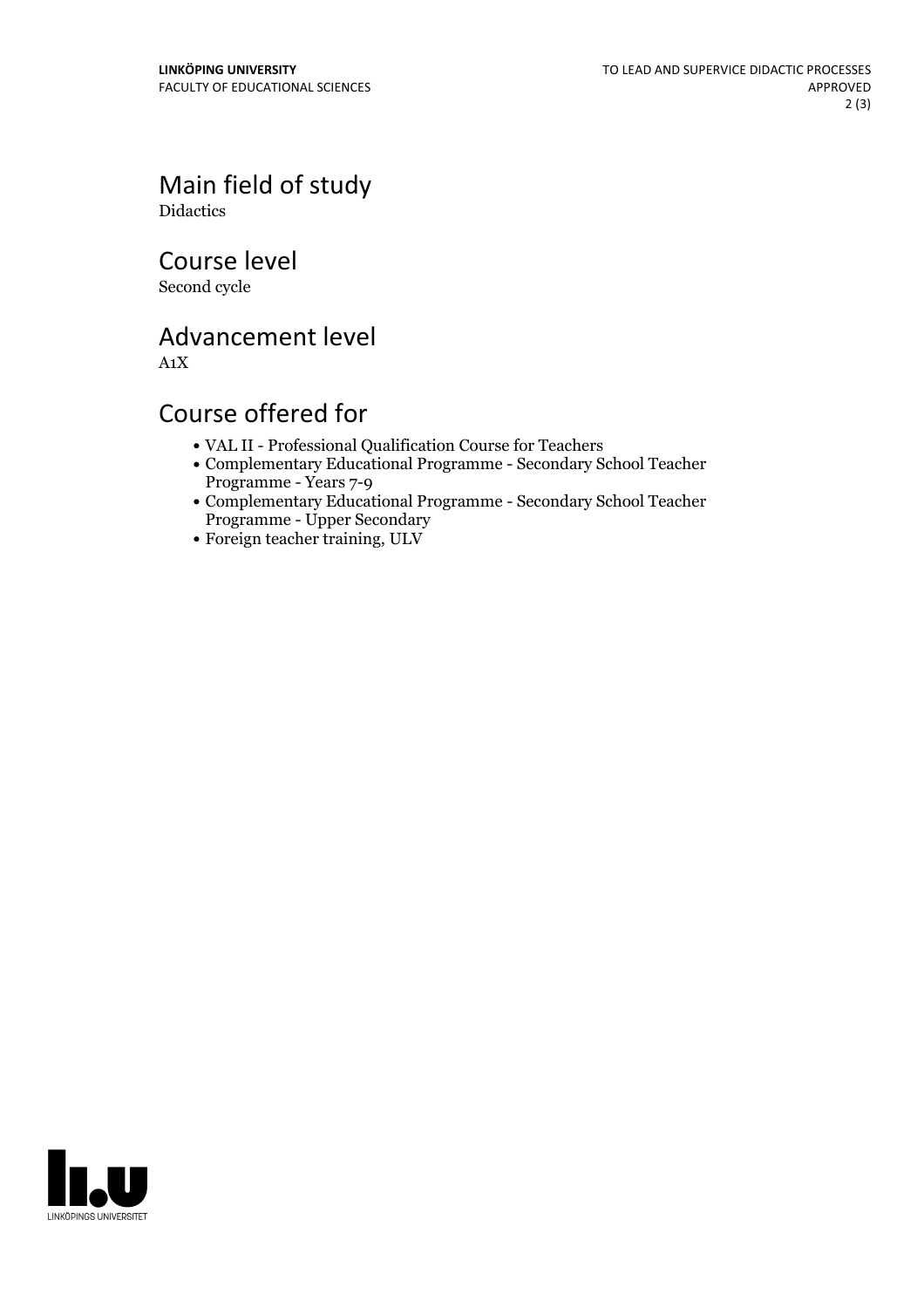## Main field of study

Didactics

## Course level

Second cycle

## Advancement level

A1X

## Course offered for

- VAL II - Professional Qualification Course for Teachers
- Complementary Educational Programme - Secondary School Teacher Programme - Years 7-9
- Complementary Educational Programme - Secondary School Teacher Programme - Upper Secondary
- Foreign teacher training, ULV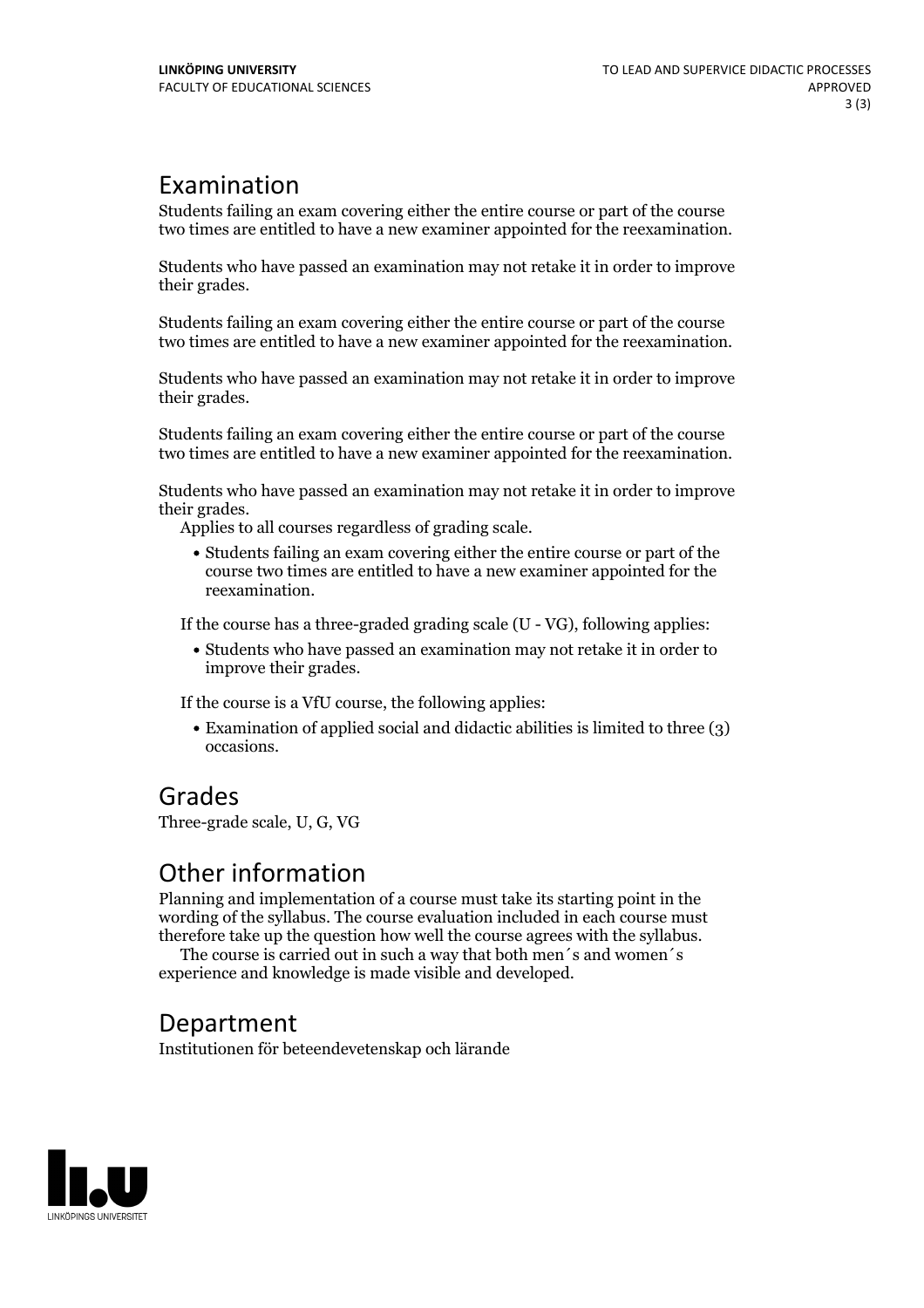## Examination

Students failing an exam covering either the entire course or part of the course two times are entitled to have a new examiner appointed for the reexamination.

Students who have passed an examination may not retake it in order to improve their grades.

Students failing an exam covering either the entire course or part of the course two times are entitled to have a new examiner appointed for the reexamination.

Students who have passed an examination may not retake it in order to improve their grades.

Students failing an exam covering either the entire course or part of the course two times are entitled to have a new examiner appointed for the reexamination.

Students who have passed an examination may not retake it in order to improve their grades.

Applies to all courses regardless of grading scale.

- Students failing an exam covering either the entire course or part of the course two times are entitled to have a new examiner appointed for the reexamination.

If the course has a three-graded grading scale (U - VG), following applies:

- Students who have passed an examination may not retake it in order to improve their grades.

If the course is a VfU course, the following applies:

- Examination of applied social and didactic abilities is limited to three (3) occasions.

## Grades

Three-grade scale, U, G, VG

## Other information

Planning and implementation of a course must take its starting point in the wording of the syllabus. The course evaluation included in each course must therefore take up the question how well the course agrees with the syllabus.

The course is carried out in such a way that both men´s and women´s experience and knowledge is made visible and developed.

## Department

Institutionen för beteendevetenskap och lärande